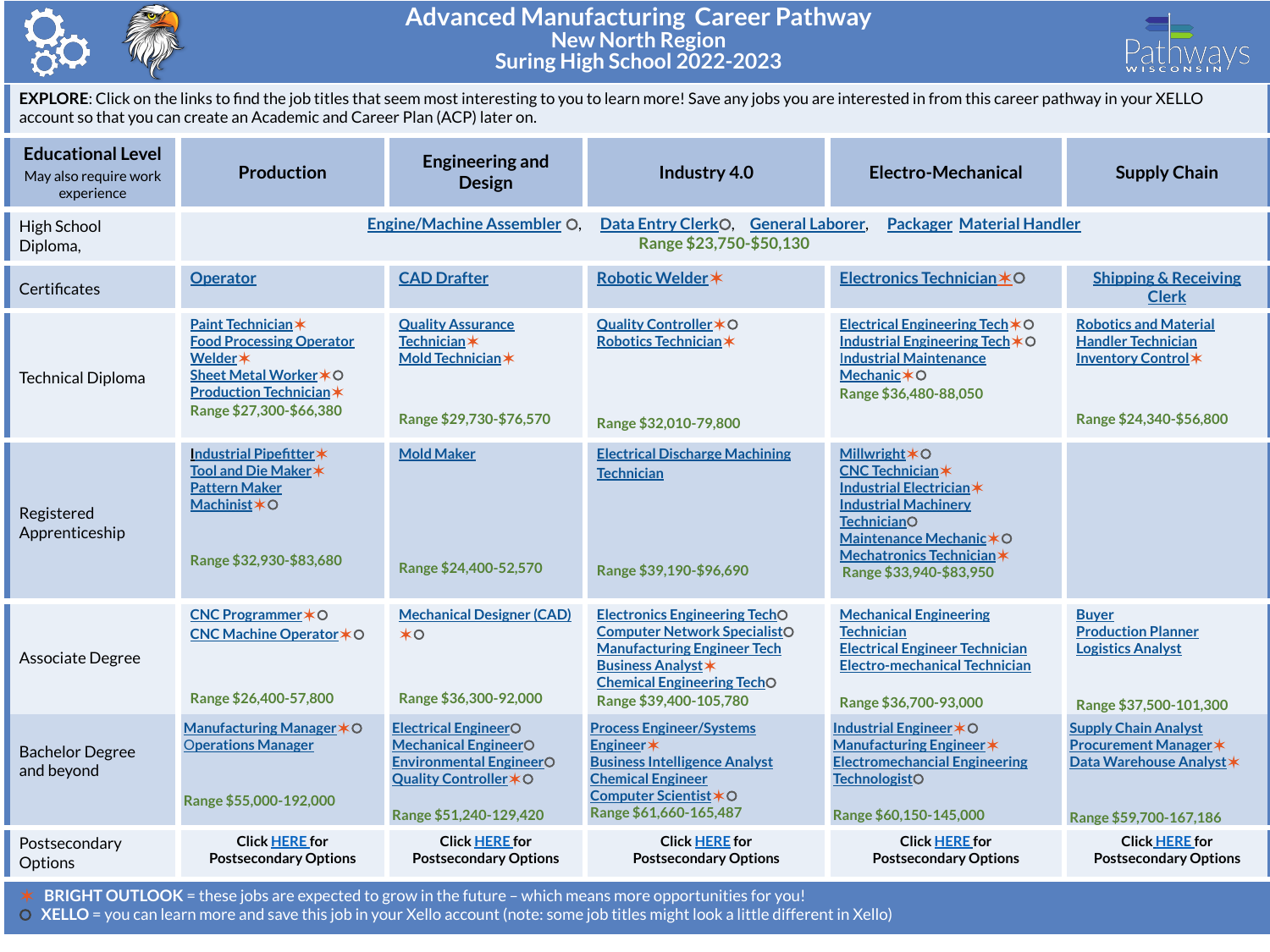# Advanced Manufacturing Career Pathway

## New North Region

## Suring High School 2022-2023

**EXPLORE**: Click on the links to find the job titles that seem most interesting to you to learn more! Save any jobs you are interested in from this career pathway in your XELLO account so that you can create an Academic and Career Plan (ACP) later on.

| Educational Level (May also require work experience) | Production | Engineering and Design | Industry 4.0 | Electro-Mechanical | Supply Chain |
|---|---|---|---|---|---|
| High School Diploma, | Engine/Machine Assembler O, Data Entry Clerk O, General Laborer, Packager Material Handler — Range $23,750-$50,130 | | | | |
| Certificates | Operator | CAD Drafter | Robotic Welder ✶ | Electronics Technician ✶ O | Shipping & Receiving Clerk |
| Technical Diploma | Paint Technician ✶<br>Food Processing Operator<br>Welder ✶<br>Sheet Metal Worker ✶ O<br>Production Technician ✶<br>Range $27,300-$66,380 | Quality Assurance Technician ✶<br>Mold Technician ✶<br>Range $29,730-$76,570 | Quality Controller ✶ O<br>Robotics Technician ✶<br>Range $32,010-79,800 | Electrical Engineering Tech ✶ O<br>Industrial Engineering Tech ✶ O<br>Industrial Maintenance Mechanic ✶ O<br>Range $36,480-88,050 | Robotics and Material Handler Technician<br>Inventory Control ✶<br>Range $24,340-$56,800 |
| Registered Apprenticeship | Industrial Pipefitter ✶<br>Tool and Die Maker ✶<br>Pattern Maker<br>Machinist ✶ O<br>Range $32,930-$83,680 | Mold Maker<br>Range $24,400-52,570 | Electrical Discharge Machining Technician<br>Range $39,190-$96,690 | Millwright ✶ O<br>CNC Technician ✶<br>Industrial Electrician ✶<br>Industrial Machinery Technician O<br>Maintenance Mechanic ✶ O<br>Mechatronics Technician ✶<br>Range $33,940-$83,950 | |
| Associate Degree | CNC Programmer ✶ O<br>CNC Machine Operator ✶ O<br>Range $26,400-57,800 | Mechanical Designer (CAD) ✶ O<br>Range $36,300-92,000 | Electronics Engineering Tech O<br>Computer Network Specialist O<br>Manufacturing Engineer Tech<br>Business Analyst ✶<br>Chemical Engineering Tech O<br>Range $39,400-105,780 | Mechanical Engineering Technician<br>Electrical Engineer Technician<br>Electro-mechanical Technician<br>Range $36,700-93,000 | Buyer<br>Production Planner<br>Logistics Analyst<br>Range $37,500-101,300 |
| Bachelor Degree and beyond | Manufacturing Manager ✶ O<br>Operations Manager<br>Range $55,000-192,000 | Electrical Engineer O<br>Mechanical Engineer O<br>Environmental Engineer O<br>Quality Controller ✶ O<br>Range $51,240-129,420 | Process Engineer/Systems Engineer ✶<br>Business Intelligence Analyst<br>Chemical Engineer<br>Computer Scientist ✶ O<br>Range $61,660-165,487 | Industrial Engineer ✶ O<br>Manufacturing Engineer ✶<br>Electromechanical Engineering Technologist O<br>Range $60,150-145,000 | Supply Chain Analyst<br>Procurement Manager ✶<br>Data Warehouse Analyst ✶<br>Range $59,700-167,186 |
| Postsecondary Options | Click HERE for Postsecondary Options | Click HERE for Postsecondary Options | Click HERE for Postsecondary Options | Click HERE for Postsecondary Options | Click HERE for Postsecondary Options |

✶ **BRIGHT OUTLOOK** = these jobs are expected to grow in the future – which means more opportunities for you!

O **XELLO** = you can learn more and save this job in your Xello account (note: some job titles might look a little different in Xello)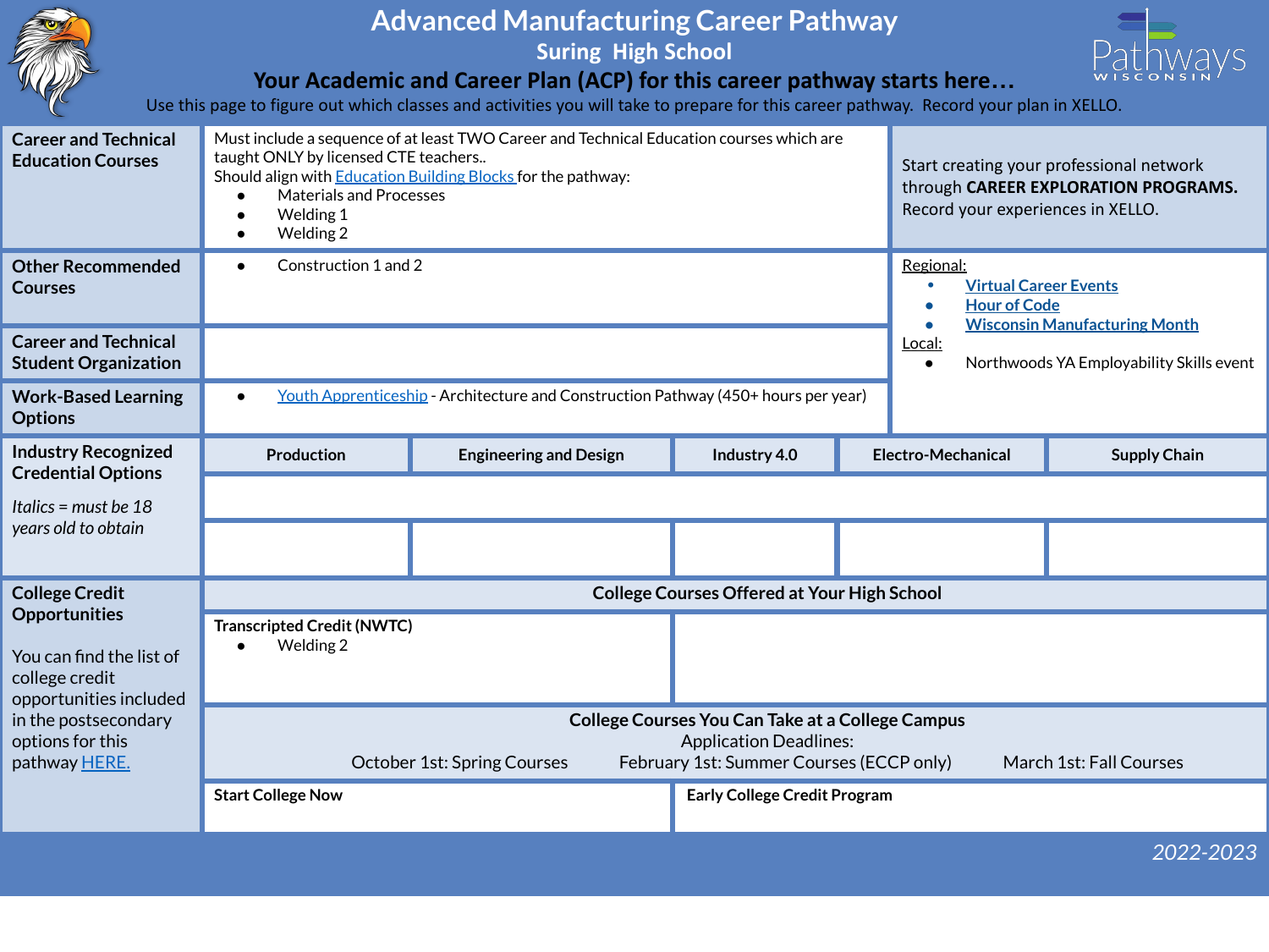# Advanced Manufacturing Career Pathway

## Suring High School

### Your Academic and Career Plan (ACP) for this career pathway starts here…

Use this page to figure out which classes and activities you will take to prepare for this career pathway. Record your plan in XELLO.

| | | |
|---|---|---|
| **Career and Technical Education Courses** | Must include a sequence of at least TWO Career and Technical Education courses which are taught ONLY by licensed CTE teachers.. Should align with Education Building Blocks for the pathway: • Materials and Processes • Welding 1 • Welding 2 | Start creating your professional network through **CAREER EXPLORATION PROGRAMS.** Record your experiences in XELLO. |
| **Other Recommended Courses** | • Construction 1 and 2 | Regional: • Virtual Career Events • Hour of Code • Wisconsin Manufacturing Month Local: • Northwoods YA Employability Skills event |
| **Career and Technical Student Organization** | | |
| **Work-Based Learning Options** | • Youth Apprenticeship - Architecture and Construction Pathway (450+ hours per year) | |

**Industry Recognized Credential Options**

*Italics = must be 18 years old to obtain*

| Production | Engineering and Design | Industry 4.0 | Electro-Mechanical | Supply Chain |
|---|---|---|---|---|
| | | | | |
| | | | | |

**College Credit Opportunities**

You can find the list of college credit opportunities included in the postsecondary options for this pathway HERE.

**College Courses Offered at Your High School**

| Transcripted Credit (NWTC) | |
|---|---|
| • Welding 2 | |

**College Courses You Can Take at a College Campus**

Application Deadlines:

October 1st: Spring Courses    February 1st: Summer Courses (ECCP only)    March 1st: Fall Courses

| Start College Now | Early College Credit Program |
|---|---|
| | |

*2022-2023*